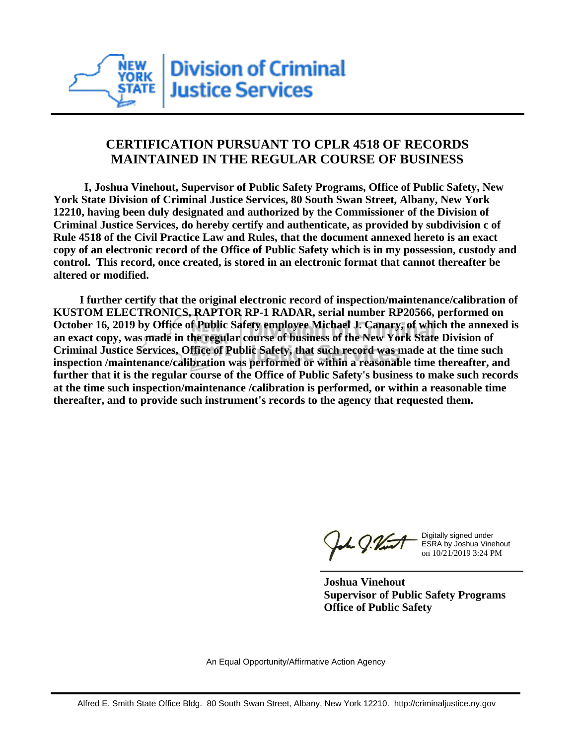New York State Division of Criminal Justice Services

# CERTIFICATION PURSUANT TO CPLR 4518 OF RECORDS MAINTAINED IN THE REGULAR COURSE OF BUSINESS

**I, Joshua Vinehout, Supervisor of Public Safety Programs, Office of Public Safety, New York State Division of Criminal Justice Services, 80 South Swan Street, Albany, New York 12210, having been duly designated and authorized by the Commissioner of the Division of Criminal Justice Services, do hereby certify and authenticate, as provided by subdivision c of Rule 4518 of the Civil Practice Law and Rules, that the document annexed hereto is an exact copy of an electronic record of the Office of Public Safety which is in my possession, custody and control. This record, once created, is stored in an electronic format that cannot thereafter be altered or modified.**

**I further certify that the original electronic record of inspection/maintenance/calibration of KUSTOM ELECTRONICS, RAPTOR RP-1 RADAR, serial number RP20566, performed on October 16, 2019 by Office of Public Safety employee Michael J. Canary, of which the annexed is an exact copy, was made in the regular course of business of the New York State Division of Criminal Justice Services, Office of Public Safety, that such record was made at the time such inspection /maintenance/calibration was performed or within a reasonable time thereafter, and further that it is the regular course of the Office of Public Safety's business to make such records at the time such inspection/maintenance /calibration is performed, or within a reasonable time thereafter, and to provide such instrument's records to the agency that requested them.**

Digitally signed under ESRA by Joshua Vinehout on 10/21/2019 3:24 PM

**Joshua Vinehout**
**Supervisor of Public Safety Programs**
**Office of Public Safety**

An Equal Opportunity/Affirmative Action Agency

Alfred E. Smith State Office Bldg. 80 South Swan Street, Albany, New York 12210. http://criminaljustice.ny.gov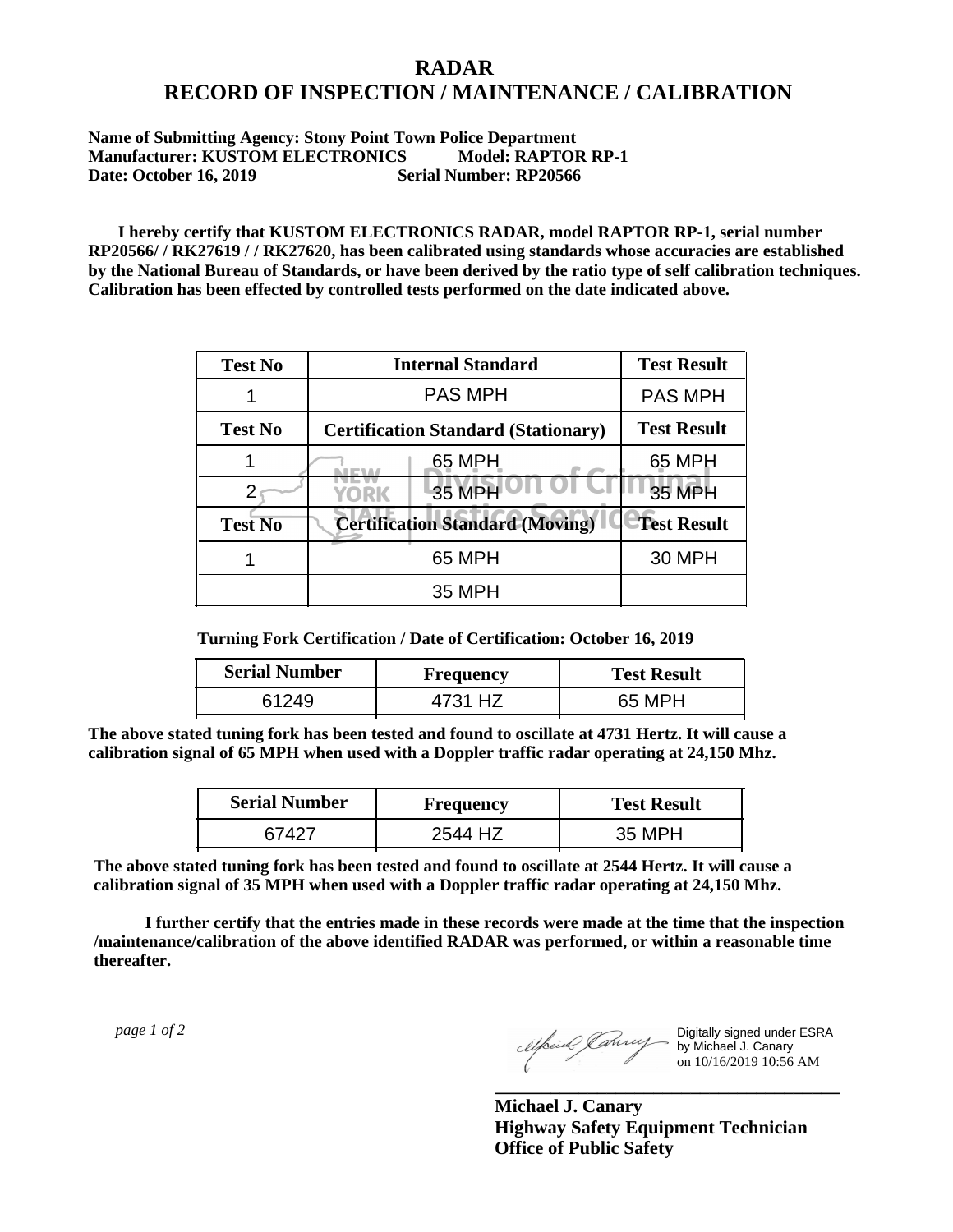# RADAR
# RECORD OF INSPECTION / MAINTENANCE / CALIBRATION

**Name of Submitting Agency: Stony Point Town Police Department**
**Manufacturer: KUSTOM ELECTRONICS Model: RAPTOR RP-1**
**Date: October 16, 2019 Serial Number: RP20566**

**I hereby certify that KUSTOM ELECTRONICS RADAR, model RAPTOR RP-1, serial number RP20566/ / RK27619 / / RK27620, has been calibrated using standards whose accuracies are established by the National Bureau of Standards, or have been derived by the ratio type of self calibration techniques. Calibration has been effected by controlled tests performed on the date indicated above.**

| Test No | Internal Standard | Test Result |
|---|---|---|
| 1 | PAS MPH | PAS MPH |
| **Test No** | **Certification Standard (Stationary)** | **Test Result** |
| 1 | 65 MPH | 65 MPH |
| 2 | 35 MPH | 35 MPH |
| **Test No** | **Certification Standard (Moving)** | **Test Result** |
| 1 | 65 MPH | 30 MPH |
| | 35 MPH | |

**Turning Fork Certification / Date of Certification: October 16, 2019**

| Serial Number | Frequency | Test Result |
|---|---|---|
| 61249 | 4731 HZ | 65 MPH |

**The above stated tuning fork has been tested and found to oscillate at 4731 Hertz. It will cause a calibration signal of 65 MPH when used with a Doppler traffic radar operating at 24,150 Mhz.**

| Serial Number | Frequency | Test Result |
|---|---|---|
| 67427 | 2544 HZ | 35 MPH |

**The above stated tuning fork has been tested and found to oscillate at 2544 Hertz. It will cause a calibration signal of 35 MPH when used with a Doppler traffic radar operating at 24,150 Mhz.**

**I further certify that the entries made in these records were made at the time that the inspection /maintenance/calibration of the above identified RADAR was performed, or within a reasonable time thereafter.**

*page 1 of 2*

Digitally signed under ESRA by Michael J. Canary on 10/16/2019 10:56 AM

**Michael J. Canary**
**Highway Safety Equipment Technician**
**Office of Public Safety**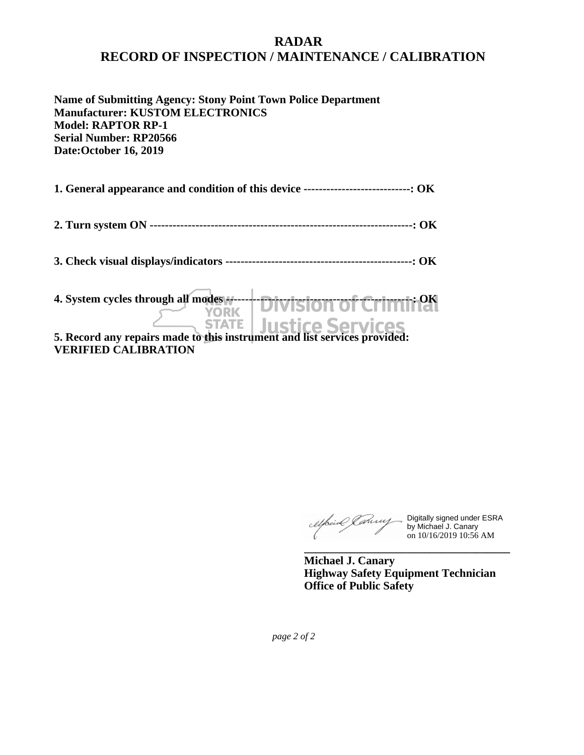# RADAR
# RECORD OF INSPECTION / MAINTENANCE / CALIBRATION

**Name of Submitting Agency: Stony Point Town Police Department**
**Manufacturer: KUSTOM ELECTRONICS**
**Model: RAPTOR RP-1**
**Serial Number: RP20566**
**Date:October 16, 2019**

**1. General appearance and condition of this device ----------------------------: OK**

**2. Turn system ON -------------------------------------------------------------------: OK**

**3. Check visual displays/indicators -------------------------------------------------: OK**

**4. System cycles through all modes ------------------------------------------------: OK**

**5. Record any repairs made to this instrument and list services provided:**
**VERIFIED CALIBRATION**

Digitally signed under ESRA by Michael J. Canary on 10/16/2019 10:56 AM

**Michael J. Canary**
**Highway Safety Equipment Technician**
**Office of Public Safety**